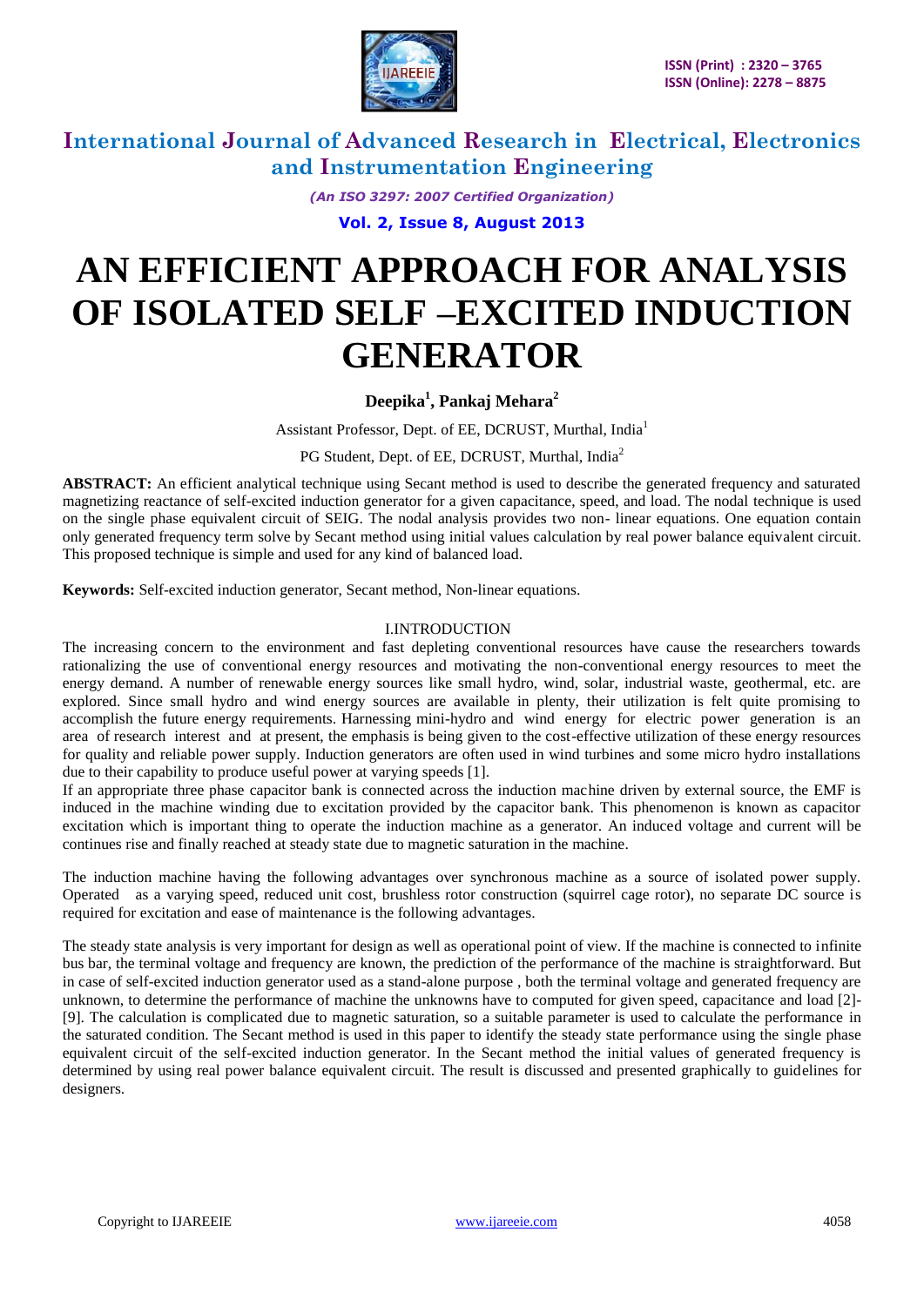# AN EFFICIENT APPROACH FOR ANALYSIS OF ISOLATED SELF –EXCITED INDUCTION GENERATOR

**Deepika[1], Pankaj Mehara[2]**

Assistant Professor, Dept. of EE, DCRUST, Murthal, India[1]

PG Student, Dept. of EE, DCRUST, Murthal, India[2]

**ABSTRACT:** An efficient analytical technique using Secant method is used to describe the generated frequency and saturated magnetizing reactance of self-excited induction generator for a given capacitance, speed, and load. The nodal technique is used on the single phase equivalent circuit of SEIG. The nodal analysis provides two non- linear equations. One equation contain only generated frequency term solve by Secant method using initial values calculation by real power balance equivalent circuit. This proposed technique is simple and used for any kind of balanced load.

**Keywords:** Self-excited induction generator, Secant method, Non-linear equations.

## I.INTRODUCTION

The increasing concern to the environment and fast depleting conventional resources have cause the researchers towards rationalizing the use of conventional energy resources and motivating the non-conventional energy resources to meet the energy demand. A number of renewable energy sources like small hydro, wind, solar, industrial waste, geothermal, etc. are explored. Since small hydro and wind energy sources are available in plenty, their utilization is felt quite promising to accomplish the future energy requirements. Harnessing mini-hydro and wind energy for electric power generation is an area of research interest and at present, the emphasis is being given to the cost-effective utilization of these energy resources for quality and reliable power supply. Induction generators are often used in wind turbines and some micro hydro installations due to their capability to produce useful power at varying speeds [1].

If an appropriate three phase capacitor bank is connected across the induction machine driven by external source, the EMF is induced in the machine winding due to excitation provided by the capacitor bank. This phenomenon is known as capacitor excitation which is important thing to operate the induction machine as a generator. An induced voltage and current will be continues rise and finally reached at steady state due to magnetic saturation in the machine.

The induction machine having the following advantages over synchronous machine as a source of isolated power supply. Operated as a varying speed, reduced unit cost, brushless rotor construction (squirrel cage rotor), no separate DC source is required for excitation and ease of maintenance is the following advantages.

The steady state analysis is very important for design as well as operational point of view. If the machine is connected to infinite bus bar, the terminal voltage and frequency are known, the prediction of the performance of the machine is straightforward. But in case of self-excited induction generator used as a stand-alone purpose , both the terminal voltage and generated frequency are unknown, to determine the performance of machine the unknowns have to computed for given speed, capacitance and load [2]-[9]. The calculation is complicated due to magnetic saturation, so a suitable parameter is used to calculate the performance in the saturated condition. The Secant method is used in this paper to identify the steady state performance using the single phase equivalent circuit of the self-excited induction generator. In the Secant method the initial values of generated frequency is determined by using real power balance equivalent circuit. The result is discussed and presented graphically to guidelines for designers.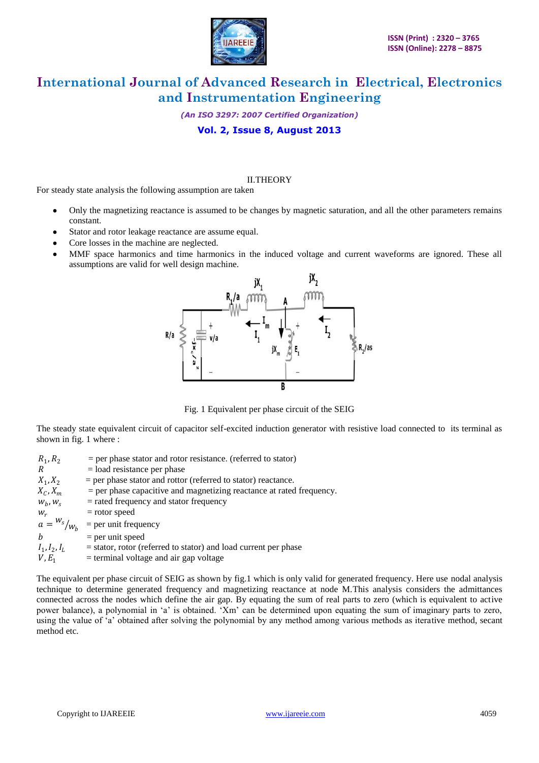## II.THEORY

For steady state analysis the following assumption are taken

- Only the magnetizing reactance is assumed to be changes by magnetic saturation, and all the other parameters remains constant.
- Stator and rotor leakage reactance are assume equal.
- Core losses in the machine are neglected.
- MMF space harmonics and time harmonics in the induced voltage and current waveforms are ignored. These all assumptions are valid for well design machine.

Fig. 1 Equivalent per phase circuit of the SEIG

The steady state equivalent circuit of capacitor self-excited induction generator with resistive load connected to its terminal as shown in fig. 1 where :

| | |
|---|---|
| $R_1, R_2$ | = per phase stator and rotor resistance. (referred to stator) |
| $R$ | = load resistance per phase |
| $X_1, X_2$ | = per phase stator and rottor (referred to stator) reactance. |
| $X_C, X_m$ | = per phase capacitive and magnetizing reactance at rated frequency. |
| $w_b, w_s$ | = rated frequency and stator frequency |
| $w_r$ | = rotor speed |
| $a = {}^{w_s}/_{w_b}$ | = per unit frequency |
| $b$ | = per unit speed |
| $I_1, I_2, I_L$ | = stator, rotor (referred to stator) and load current per phase |
| $V, E_1$ | = terminal voltage and air gap voltage |

The equivalent per phase circuit of SEIG as shown by fig.1 which is only valid for generated frequency. Here use nodal analysis technique to determine generated frequency and magnetizing reactance at node M.This analysis considers the admittances connected across the nodes which define the air gap. By equating the sum of real parts to zero (which is equivalent to active power balance), a polynomial in 'a' is obtained. 'Xm' can be determined upon equating the sum of imaginary parts to zero, using the value of 'a' obtained after solving the polynomial by any method among various methods as iterative method, secant method etc.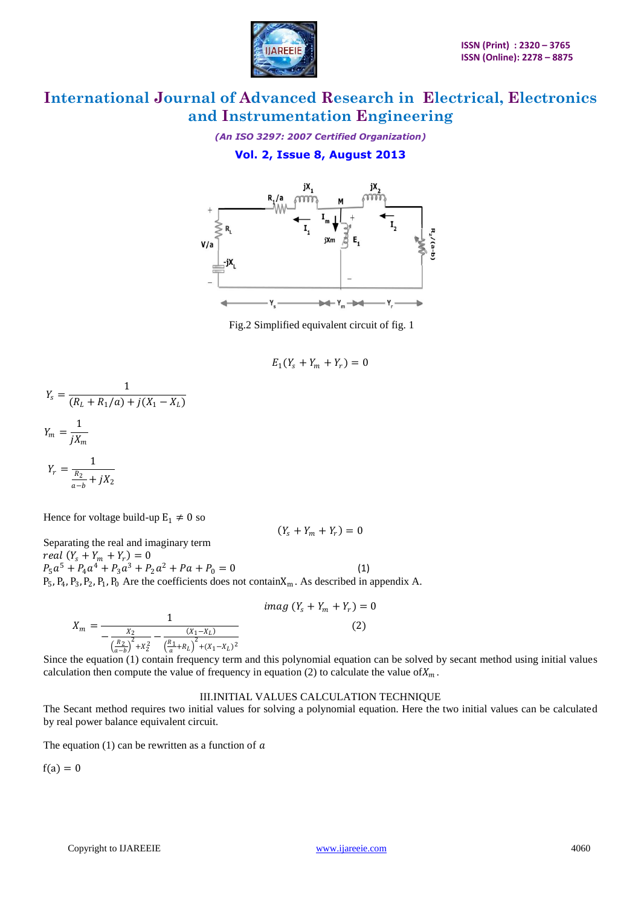Fig.2 Simplified equivalent circuit of fig. 1

$$E_1(Y_s + Y_m + Y_r) = 0$$

$$Y_s = \frac{1}{(R_L + R_1/a) + j(X_1 - X_L)}$$

$$Y_m = \frac{1}{jX_m}$$

$$Y_r = \frac{1}{\frac{R_2}{a-b} + jX_2}$$

Hence for voltage build-up $E_1 \neq 0$ so

$$(Y_s + Y_m + Y_r) = 0$$

Separating the real and imaginary term

$$real\ (Y_s + Y_m + Y_r) = 0$$

$$P_5 a^5 + P_4 a^4 + P_3 a^3 + P_2 a^2 + Pa + P_0 = 0 \quad (1)$$

$P_5, P_4, P_3, P_2, P_1, P_0$ Are the coefficients does not contain $X_m$. As described in appendix A.

$$imag\ (Y_s + Y_m + Y_r) = 0$$

$$X_m = \frac{1}{-\frac{X_2}{\left(\frac{R_2}{a-b}\right)^2 + X_2^2} - \frac{(X_1 - X_L)}{\left(\frac{R_1}{a} + R_L\right)^2 + (X_1 - X_L)^2}} \quad (2)$$

Since the equation (1) contain frequency term and this polynomial equation can be solved by secant method using initial values calculation then compute the value of frequency in equation (2) to calculate the value of $X_m$.

## III.INITIAL VALUES CALCULATION TECHNIQUE

The Secant method requires two initial values for solving a polynomial equation. Here the two initial values can be calculated by real power balance equivalent circuit.

The equation (1) can be rewritten as a function of $a$

$$f(a) = 0$$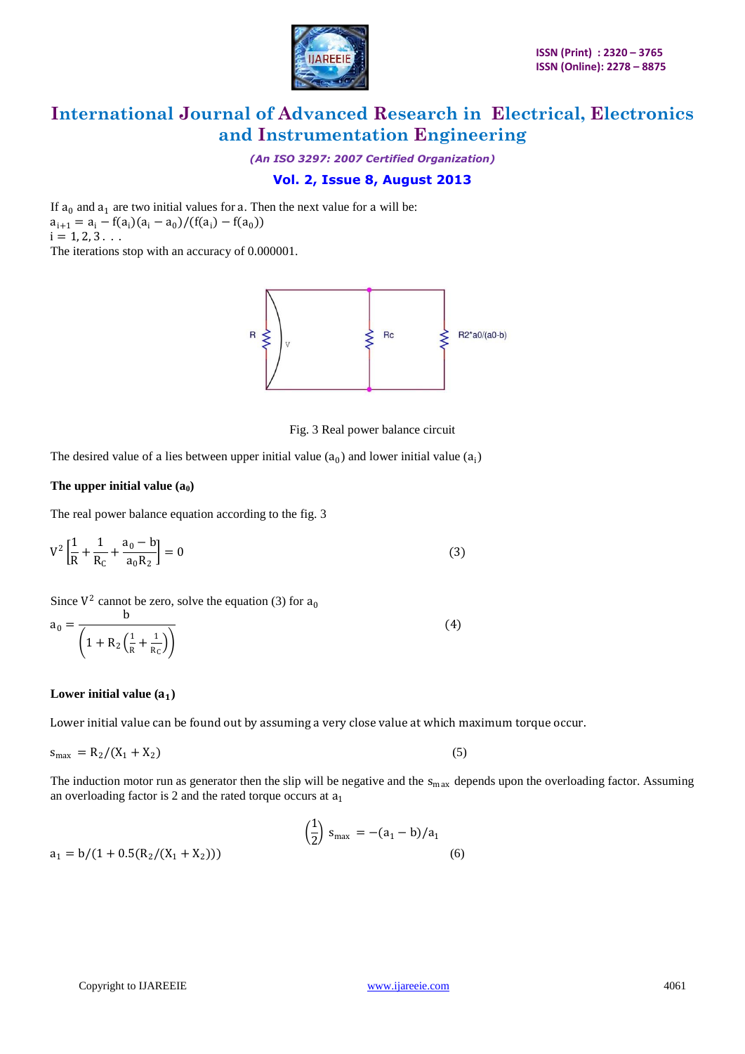If $a_0$ and $a_1$ are two initial values for a. Then the next value for a will be:
$a_{i+1} = a_i - f(a_i)(a_i - a_0)/(f(a_i) - f(a_0))$
$i = 1, 2, 3 \ldots$
The iterations stop with an accuracy of 0.000001.

Fig. 3 Real power balance circuit

The desired value of a lies between upper initial value ($a_0$) and lower initial value ($a_i$)

**The upper initial value ($a_0$)**

The real power balance equation according to the fig. 3

$$V^2\left[\frac{1}{R} + \frac{1}{R_C} + \frac{a_0 - b}{a_0 R_2}\right] = 0 \tag{3}$$

Since $V^2$ cannot be zero, solve the equation (3) for $a_0$

$$a_0 = \frac{b}{\left(1 + R_2\left(\frac{1}{R} + \frac{1}{R_C}\right)\right)} \tag{4}$$

**Lower initial value ($a_1$)**

Lower initial value can be found out by assuming a very close value at which maximum torque occur.

$$s_{max} = R_2/(X_1 + X_2) \tag{5}$$

The induction motor run as generator then the slip will be negative and the $s_{max}$ depends upon the overloading factor. Assuming an overloading factor is 2 and the rated torque occurs at $a_1$

$$\left(\frac{1}{2}\right) s_{max} = -(a_1 - b)/a_1$$

$$a_1 = b/(1 + 0.5(R_2/(X_1 + X_2))) \tag{6}$$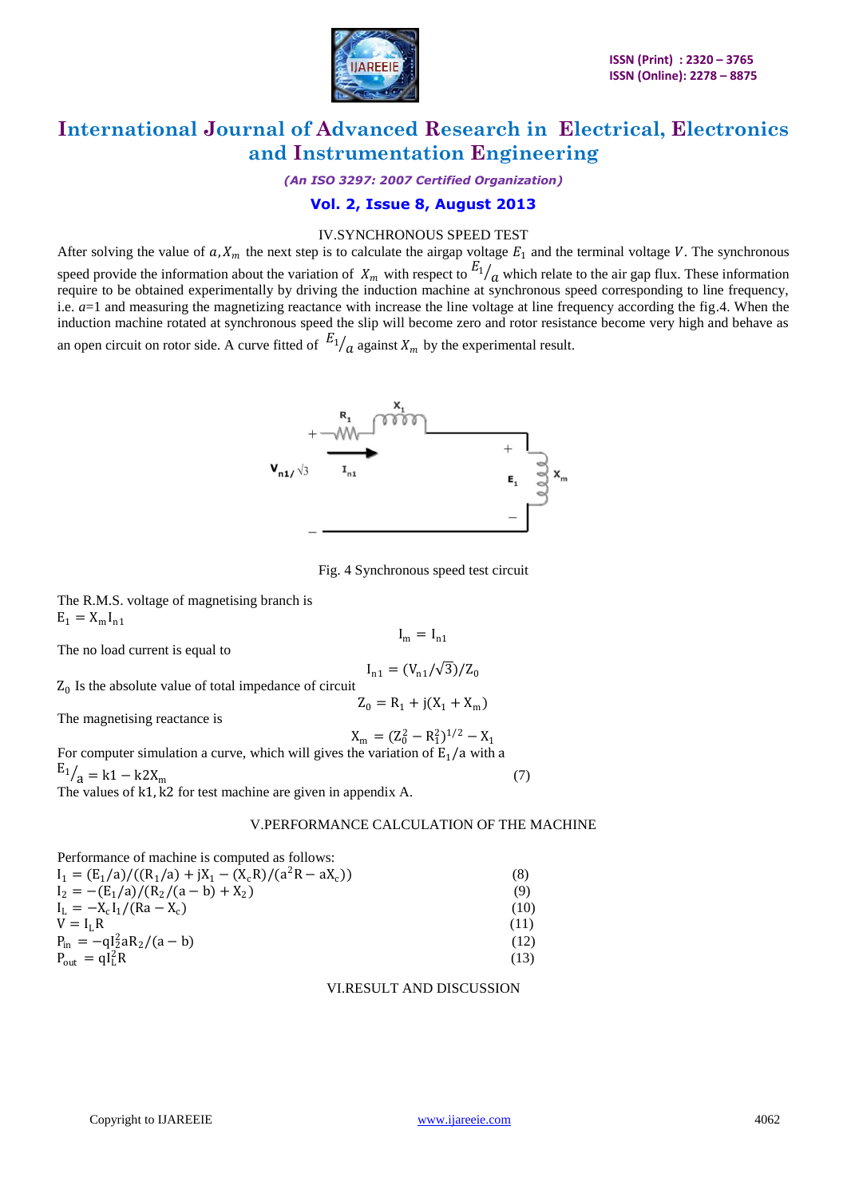## IV. SYNCHRONOUS SPEED TEST

After solving the value of $a, X_m$ the next step is to calculate the airgap voltage $E_1$ and the terminal voltage $V$. The synchronous speed provide the information about the variation of $X_m$ with respect to $E_1/a$ which relate to the air gap flux. These information require to be obtained experimentally by driving the induction machine at synchronous speed corresponding to line frequency, i.e. *a*=1 and measuring the magnetizing reactance with increase the line voltage at line frequency according the fig.4. When the induction machine rotated at synchronous speed the slip will become zero and rotor resistance become very high and behave as an open circuit on rotor side. A curve fitted of $E_1/a$ against $X_m$ by the experimental result.

Fig. 4 Synchronous speed test circuit

The R.M.S. voltage of magnetising branch is

$E_1 = X_m I_{n1}$

$$I_m = I_{n1}$$

The no load current is equal to

$$I_{n1} = (V_{n1}/\sqrt{3})/Z_0$$

$Z_0$ Is the absolute value of total impedance of circuit

$$Z_0 = R_1 + j(X_1 + X_m)$$

The magnetising reactance is

$$X_m = (Z_0^2 - R_1^2)^{1/2} - X_1$$

For computer simulation a curve, which will gives the variation of $E_1/a$ with a

$$E_1/a = k1 - k2X_m \tag{7}$$

The values of k1, k2 for test machine are given in appendix A.

## V. PERFORMANCE CALCULATION OF THE MACHINE

Performance of machine is computed as follows:

$$I_1 = (E_1/a)/((R_1/a) + jX_1 - (X_c R)/(a^2 R - aX_c)) \tag{8}$$

$$I_2 = -(E_1/a)/(R_2/(a-b) + X_2) \tag{9}$$

$$I_L = -X_c I_1/(Ra - X_c) \tag{10}$$

$$V = I_L R \tag{11}$$

$$P_{in} = -qI_2^2 aR_2/(a-b) \tag{12}$$

$$P_{out} = qI_L^2 R \tag{13}$$

## VI. RESULT AND DISCUSSION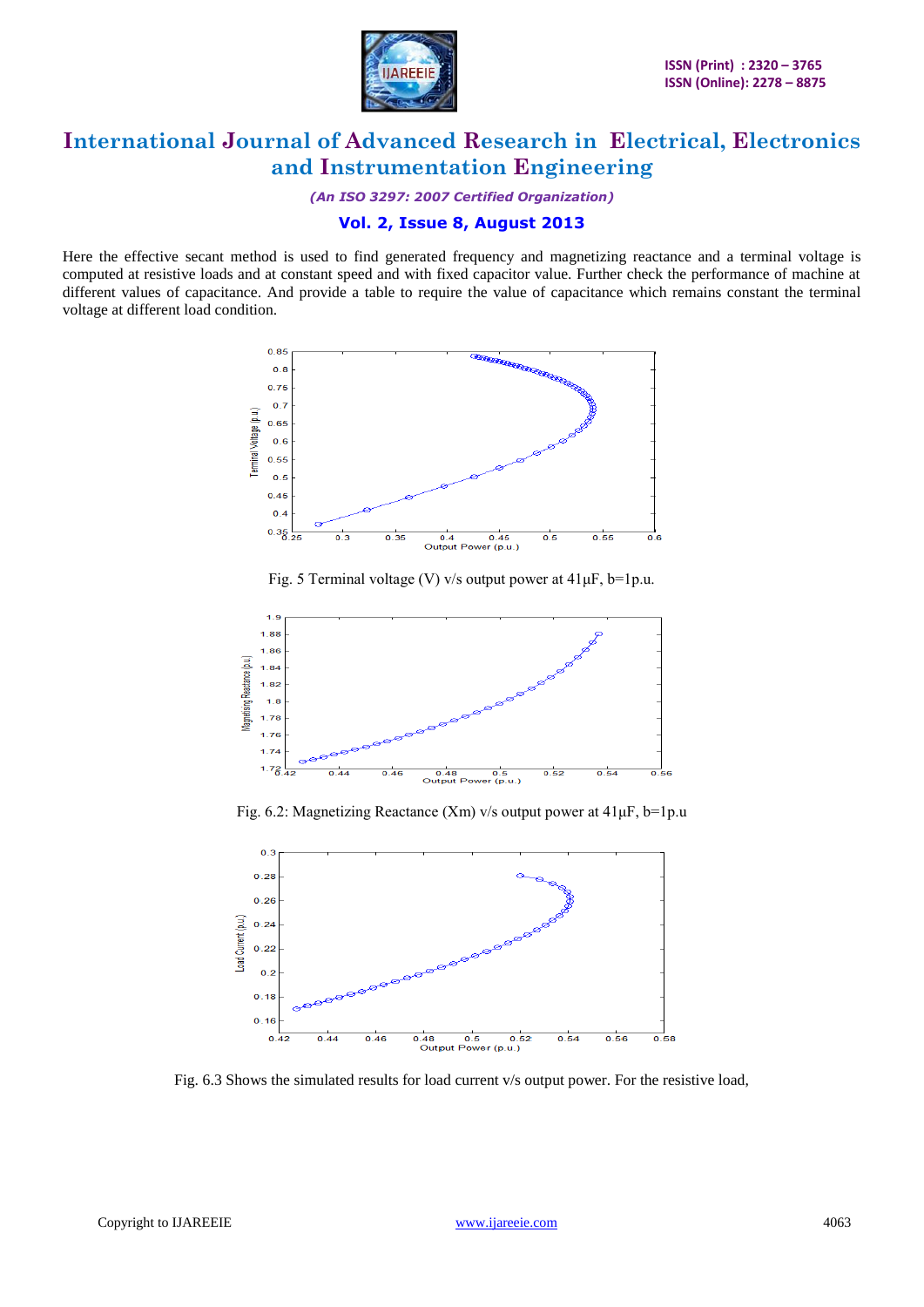Here the effective secant method is used to find generated frequency and magnetizing reactance and a terminal voltage is computed at resistive loads and at constant speed and with fixed capacitor value. Further check the performance of machine at different values of capacitance. And provide a table to require the value of capacitance which remains constant the terminal voltage at different load condition.

Fig. 5 Terminal voltage (V) v/s output power at 41μF, b=1p.u.

Fig. 6.2: Magnetizing Reactance (Xm) v/s output power at 41μF, b=1p.u

Fig. 6.3 Shows the simulated results for load current v/s output power. For the resistive load,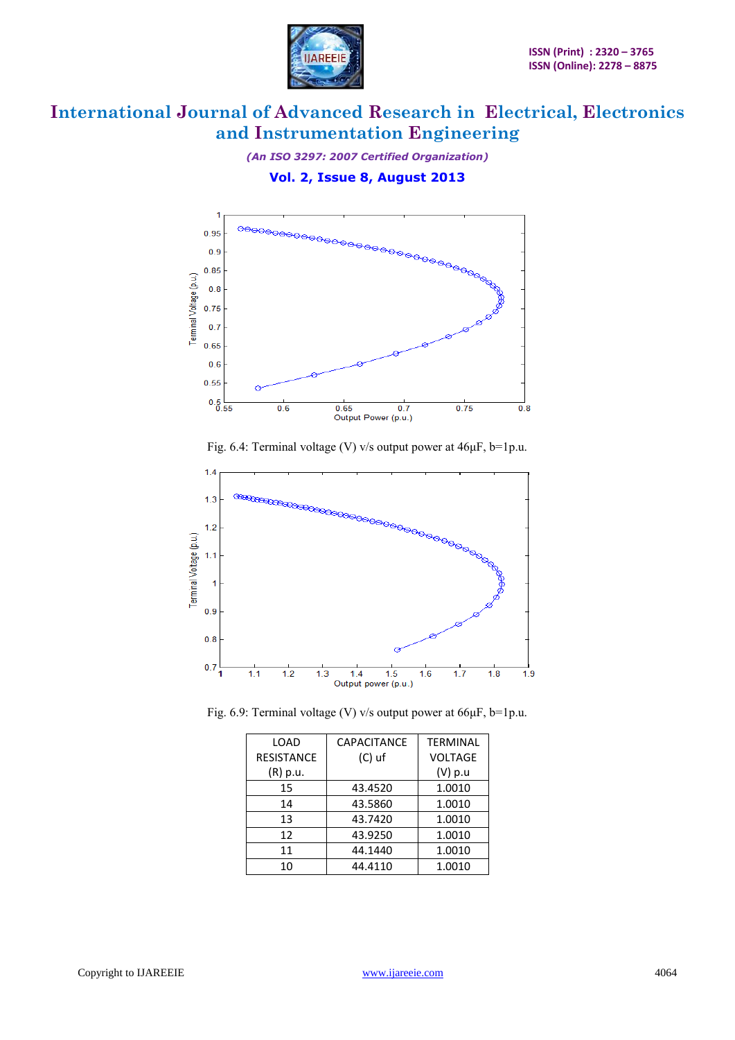Fig. 6.4: Terminal voltage (V) v/s output power at 46μF, b=1p.u.

Fig. 6.9: Terminal voltage (V) v/s output power at 66μF, b=1p.u.

| LOAD RESISTANCE (R) p.u. | CAPACITANCE (C) uf | TERMINAL VOLTAGE (V) p.u |
|---|---|---|
| 15 | 43.4520 | 1.0010 |
| 14 | 43.5860 | 1.0010 |
| 13 | 43.7420 | 1.0010 |
| 12 | 43.9250 | 1.0010 |
| 11 | 44.1440 | 1.0010 |
| 10 | 44.4110 | 1.0010 |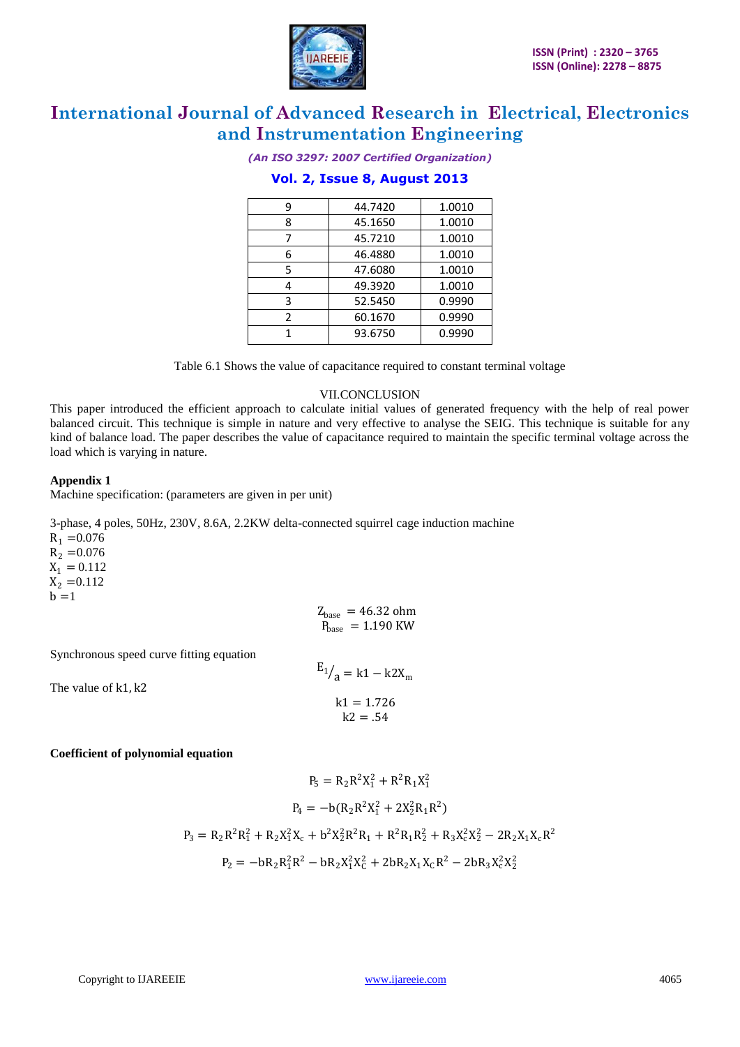| 9 | 44.7420 | 1.0010 |
|---|---|---|
| 8 | 45.1650 | 1.0010 |
| 7 | 45.7210 | 1.0010 |
| 6 | 46.4880 | 1.0010 |
| 5 | 47.6080 | 1.0010 |
| 4 | 49.3920 | 1.0010 |
| 3 | 52.5450 | 0.9990 |
| 2 | 60.1670 | 0.9990 |
| 1 | 93.6750 | 0.9990 |

Table 6.1 Shows the value of capacitance required to constant terminal voltage

## VII.CONCLUSION

This paper introduced the efficient approach to calculate initial values of generated frequency with the help of real power balanced circuit. This technique is simple in nature and very effective to analyse the SEIG. This technique is suitable for any kind of balance load. The paper describes the value of capacitance required to maintain the specific terminal voltage across the load which is varying in nature.

**Appendix 1**

Machine specification: (parameters are given in per unit)

3-phase, 4 poles, 50Hz, 230V, 8.6A, 2.2KW delta-connected squirrel cage induction machine

$R_1 = 0.076$

$R_2 = 0.076$

$X_1 = 0.112$

$X_2 = 0.112$

$b = 1$

$$Z_{base} = 46.32 \text{ ohm}$$
$$P_{base} = 1.190 \text{ KW}$$

Synchronous speed curve fitting equation

$$E_1/_a = k1 - k2X_m$$

The value of k1, k2

$$k1 = 1.726$$
$$k2 = .54$$

**Coefficient of polynomial equation**

$$P_5 = R_2R^2X_1^2 + R^2R_1X_1^2$$

$$P_4 = -b(R_2R^2X_1^2 + 2X_2^2R_1R^2)$$

$$P_3 = R_2R^2R_1^2 + R_2X_1^2X_c + b^2X_2^2R^2R_1 + R^2R_1R_2^2 + R_3X_c^2X_2^2 - 2R_2X_1X_cR^2$$

$$P_2 = -bR_2R_1^2R^2 - bR_2X_1^2X_C^2 + 2bR_2X_1X_CR^2 - 2bR_3X_c^2X_2^2$$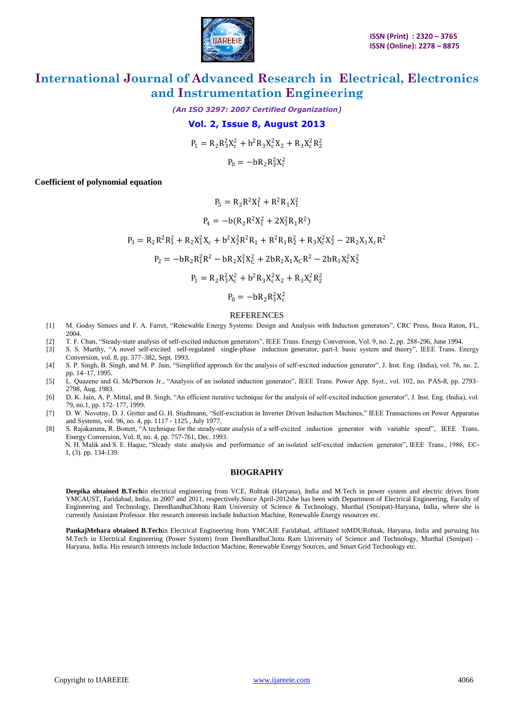$$P_1 = R_2R_3^2X_c^2 + b^2R_3X_c^2X_2 + R_3X_c^2R_2^2$$

$$P_0 = -bR_2R_3^2X_c^2$$

**Coefficient of polynomial equation**

$$P_5 = R_2R^2X_1^2 + R^2R_1X_1^2$$

$$P_4 = -b(R_2R^2X_1^2 + 2X_2^2R_1R^2)$$

$$P_3 = R_2R^2R_1^2 + R_2X_1^2X_c + b^2X_2^2R^2R_1 + R^2R_1R_2^2 + R_3X_c^2X_2^2 - 2R_2X_1X_cR^2$$

$$P_2 = -bR_2R_1^2R^2 - bR_2X_1^2X_C^2 + 2bR_2X_1X_CR^2 - 2bR_3X_c^2X_2^2$$

$$P_1 = R_2R_3^2X_c^2 + b^2R_3X_c^2X_2 + R_3X_c^2R_2^2$$

$$P_0 = -bR_2R_3^2X_c^2$$

## REFERENCES

[1] M. Godoy Simoes and F. A. Farret, "Renewable Energy Systems: Design and Analysis with Induction generators", CRC Press, Boca Raton, FL, 2004.

[2] T. F. Chan, "Steady-state analysis of self-excited induction generators", IEEE Trans. Energy Conversion, Vol. 9, no. 2, pp. 288-296, June 1994.

[3] S. S. Murthy, "A novel self-excited self-regulated single-phase induction generator, part-I: basic system and theory", IEEE Trans. Energy Conversion, vol. 8, pp. 377–382, Sept. 1993.

[4] S. P. Singh, B. Singh, and M. P. Jain, "Simplified approach for the analysis of self-excited induction generator", J. Inst. Eng. (India), vol. 76, no. 2, pp. 14–17, 1995.

[5] L. Quazene and G. McPherson Jr., "Analysis of an isolated induction generator", IEEE Trans. Power App. Syst., vol. 102, no. PAS-8, pp. 2793–2798, Aug. 1983.

[6] D. K. Jain, A. P. Mittal, and B. Singh, "An efficient iterative technique for the analysis of self-excited induction generator", J. Inst. Eng. (India), vol. 79, no.1, pp. 172–177, 1999.

[7] D. W. Novotny, D. J. Gritter and G. H. Studtmann, "Self-excitation in Inverter Driven Induction Machines," IEEE Transactions on Power Apparatus and Systems, vol. 96, no. 4, pp. 1117 - 1125 , July 1977.

[8] S. Rajakaruna, R. Bonert, "A technique for the steady-state analysis of a self-excited induction generator with variable speed", IEEE Trans. Energy Conversion, Vol. 8, no. 4, pp. 757-761, Dec. 1993.

N. H. Malik and S. E. Haque, "Steady state analysis and performance of an isolated self-excited induction generator", IEEE Trans., 1986, EC-1, (3). pp. 134-139.

## BIOGRAPHY

**Deepika obtained B.Tech**in electrical engineering from VCE, Rohtak (Haryana), India and M.Tech in power system and electric drives from YMCAUST, Faridabad, India, in 2007 and 2011, respectively.Since April-2012she has been with Department of Electrical Engineering, Faculty of Engineering and Technology, DeenBandhuChhotu Ram University of Science & Technology, Murthal (Sonipat)-Haryana, India, where she is currently Assistant Professor. Her research interests include Induction Machine, Renewable Energy resources etc.

**PankajMehara obtained B.Tech**in Electrical Engineering from YMCAIE Faridabad, affiliated toMDURohtak, Haryana, India and pursuing his M.Tech in Electrical Engineering (Power System) from DeenBandhuChotu Ram University of Science and Technology, Murthal (Sonipat) – Haryana, India. His research interests include Induction Machine, Renewable Energy Sources, and Smart Grid Technology etc.